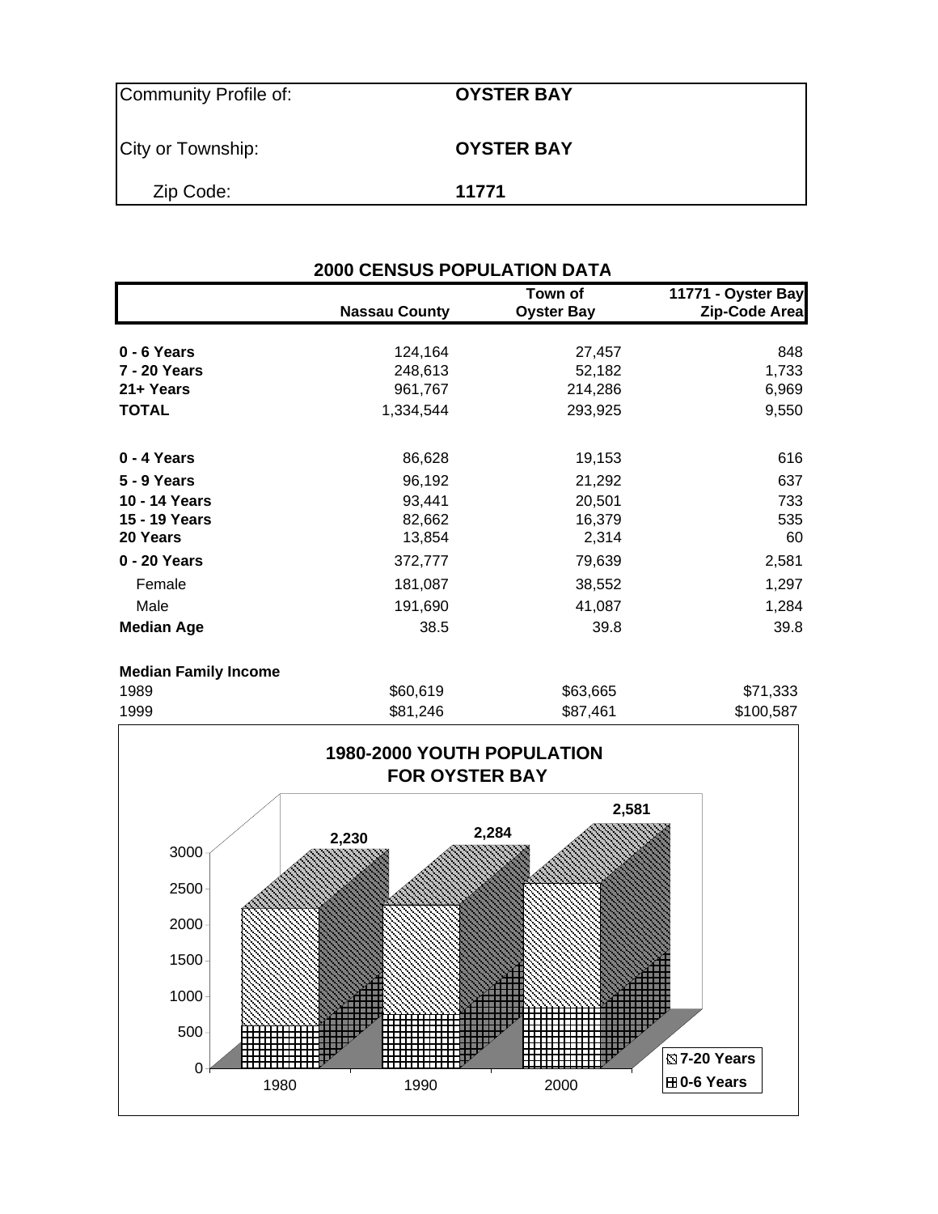| Community Profile of: | **OYSTER BAY** |
|---|---|
| City or Township: | **OYSTER BAY** |
| Zip Code: | **11771** |

## 2000 CENSUS POPULATION DATA

| | Nassau County | Town of Oyster Bay | 11771 - Oyster Bay Zip-Code Area |
|---|---|---|---|
| **0 - 6 Years** | 124,164 | 27,457 | 848 |
| **7 - 20 Years** | 248,613 | 52,182 | 1,733 |
| **21+ Years** | 961,767 | 214,286 | 6,969 |
| **TOTAL** | 1,334,544 | 293,925 | 9,550 |
| | | | |
| **0 - 4 Years** | 86,628 | 19,153 | 616 |
| **5 - 9 Years** | 96,192 | 21,292 | 637 |
| **10 - 14 Years** | 93,441 | 20,501 | 733 |
| **15 - 19 Years** | 82,662 | 16,379 | 535 |
| **20 Years** | 13,854 | 2,314 | 60 |
| **0 - 20 Years** | 372,777 | 79,639 | 2,581 |
| Female | 181,087 | 38,552 | 1,297 |
| Male | 191,690 | 41,087 | 1,284 |
| **Median Age** | 38.5 | 39.8 | 39.8 |
| | | | |
| **Median Family Income** | | | |
| 1989 | $60,619 | $63,665 | $71,333 |
| 1999 | $81,246 | $87,461 | $100,587 |

**1980-2000 YOUTH POPULATION FOR OYSTER BAY**

| Year | Total (0-20 Years) |
|---|---|
| 1980 | 2,230 |
| 1990 | 2,284 |
| 2000 | 2,581 |

Legend: 7-20 Years; 0-6 Years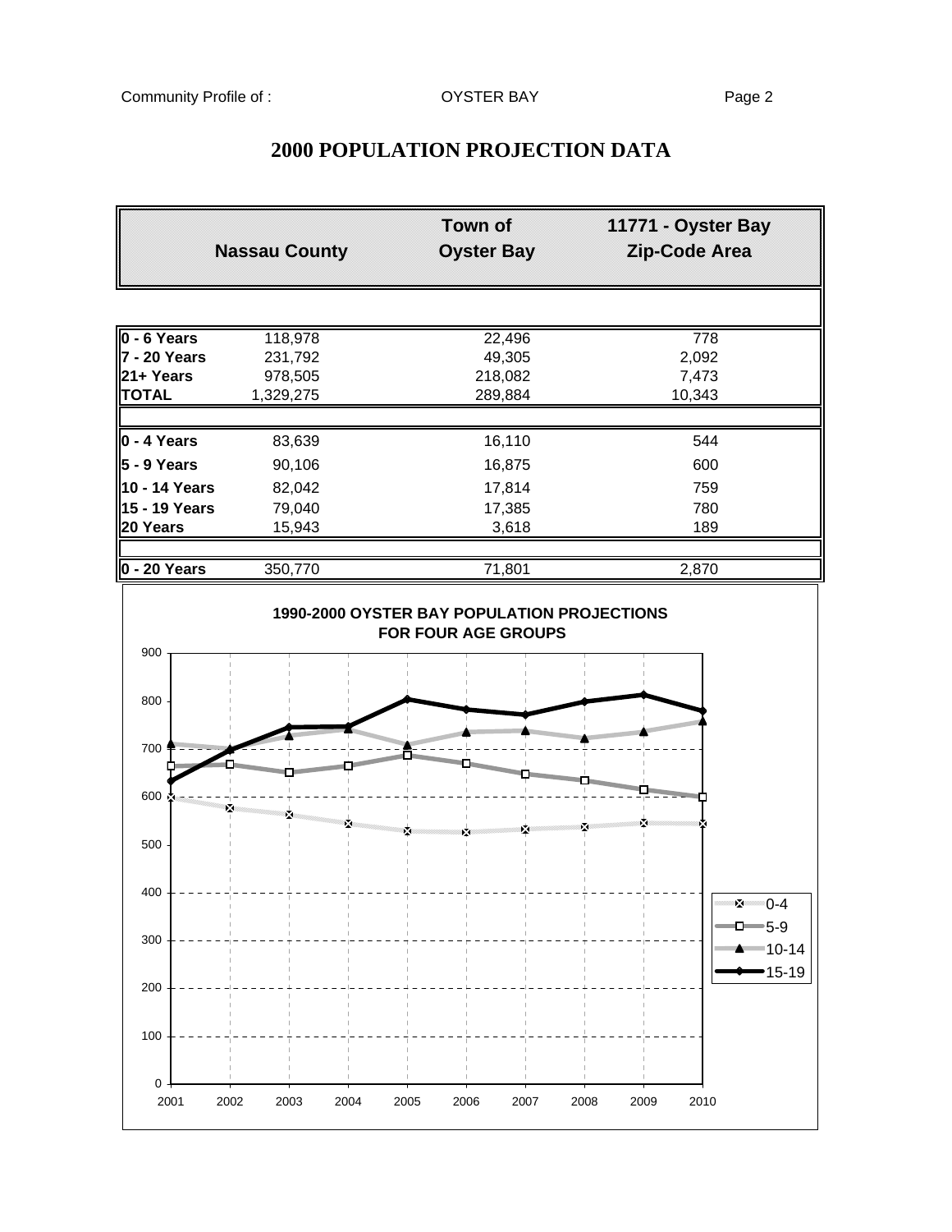# 2000 POPULATION PROJECTION DATA

| | Nassau County | Town of Oyster Bay | 11771 - Oyster Bay Zip-Code Area |
|---|---|---|---|
| **0 - 6 Years** | 118,978 | 22,496 | 778 |
| **7 - 20 Years** | 231,792 | 49,305 | 2,092 |
| **21+ Years** | 978,505 | 218,082 | 7,473 |
| **TOTAL** | 1,329,275 | 289,884 | 10,343 |
| | | | |
| **0 - 4 Years** | 83,639 | 16,110 | 544 |
| **5 - 9 Years** | 90,106 | 16,875 | 600 |
| **10 - 14 Years** | 82,042 | 17,814 | 759 |
| **15 - 19 Years** | 79,040 | 17,385 | 780 |
| **20 Years** | 15,943 | 3,618 | 189 |
| | | | |
| **0 - 20 Years** | 350,770 | 71,801 | 2,870 |

**1990-2000 OYSTER BAY POPULATION PROJECTIONS FOR FOUR AGE GROUPS**

Legend: 0-4, 5-9, 10-14, 15-19

Y-axis: 0, 100, 200, 300, 400, 500, 600, 700, 800, 900

X-axis: 2001, 2002, 2003, 2004, 2005, 2006, 2007, 2008, 2009, 2010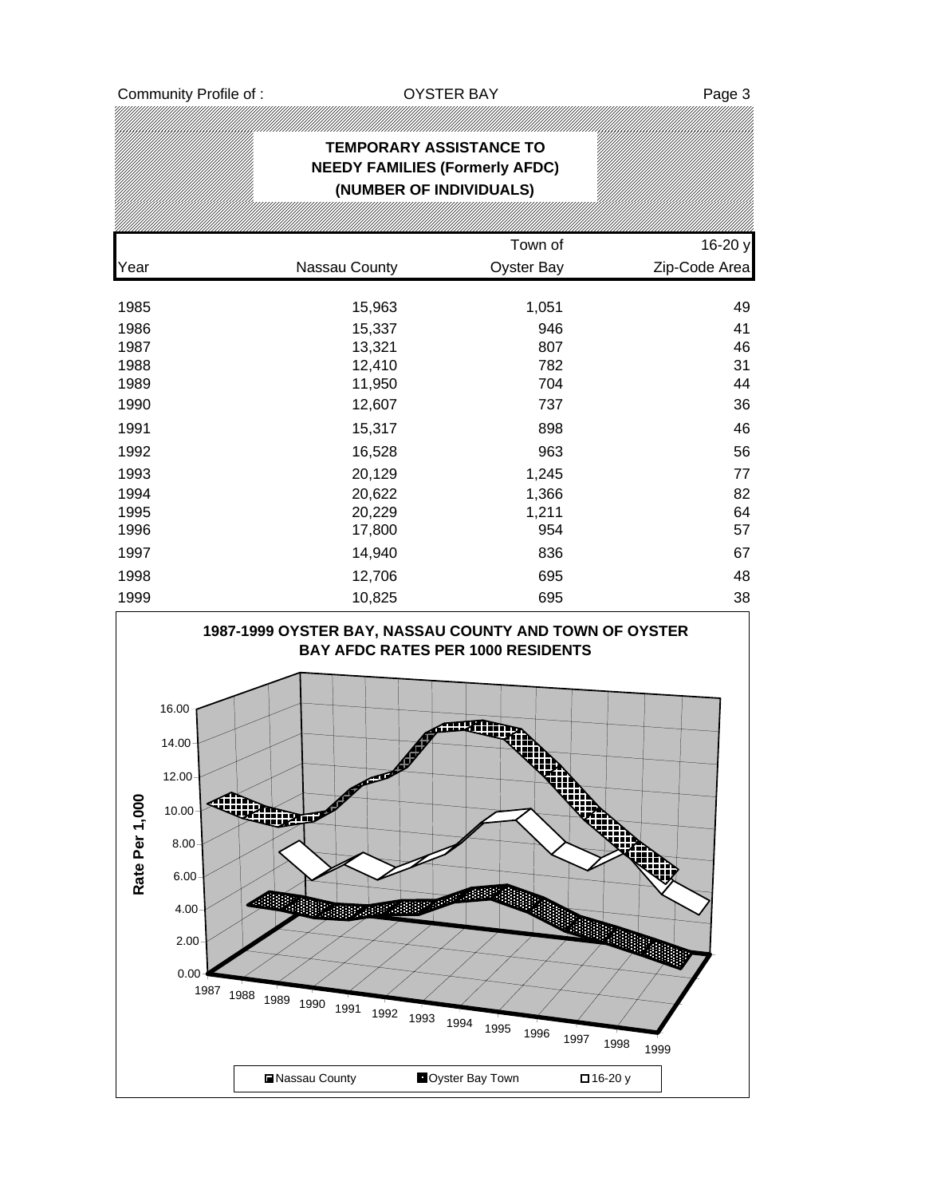## TEMPORARY ASSISTANCE TO NEEDY FAMILIES (Formerly AFDC) (NUMBER OF INDIVIDUALS)

| Year | Nassau County | Town of Oyster Bay | 16-20 y Zip-Code Area |
|---|---|---|---|
| 1985 | 15,963 | 1,051 | 49 |
| 1986 | 15,337 | 946 | 41 |
| 1987 | 13,321 | 807 | 46 |
| 1988 | 12,410 | 782 | 31 |
| 1989 | 11,950 | 704 | 44 |
| 1990 | 12,607 | 737 | 36 |
| 1991 | 15,317 | 898 | 46 |
| 1992 | 16,528 | 963 | 56 |
| 1993 | 20,129 | 1,245 | 77 |
| 1994 | 20,622 | 1,366 | 82 |
| 1995 | 20,229 | 1,211 | 64 |
| 1996 | 17,800 | 954 | 57 |
| 1997 | 14,940 | 836 | 67 |
| 1998 | 12,706 | 695 | 48 |
| 1999 | 10,825 | 695 | 38 |

**1987-1999 OYSTER BAY, NASSAU COUNTY AND TOWN OF OYSTER BAY AFDC RATES PER 1000 RESIDENTS**

Rate Per 1,000

Legend: Nassau County, Oyster Bay Town, 16-20 y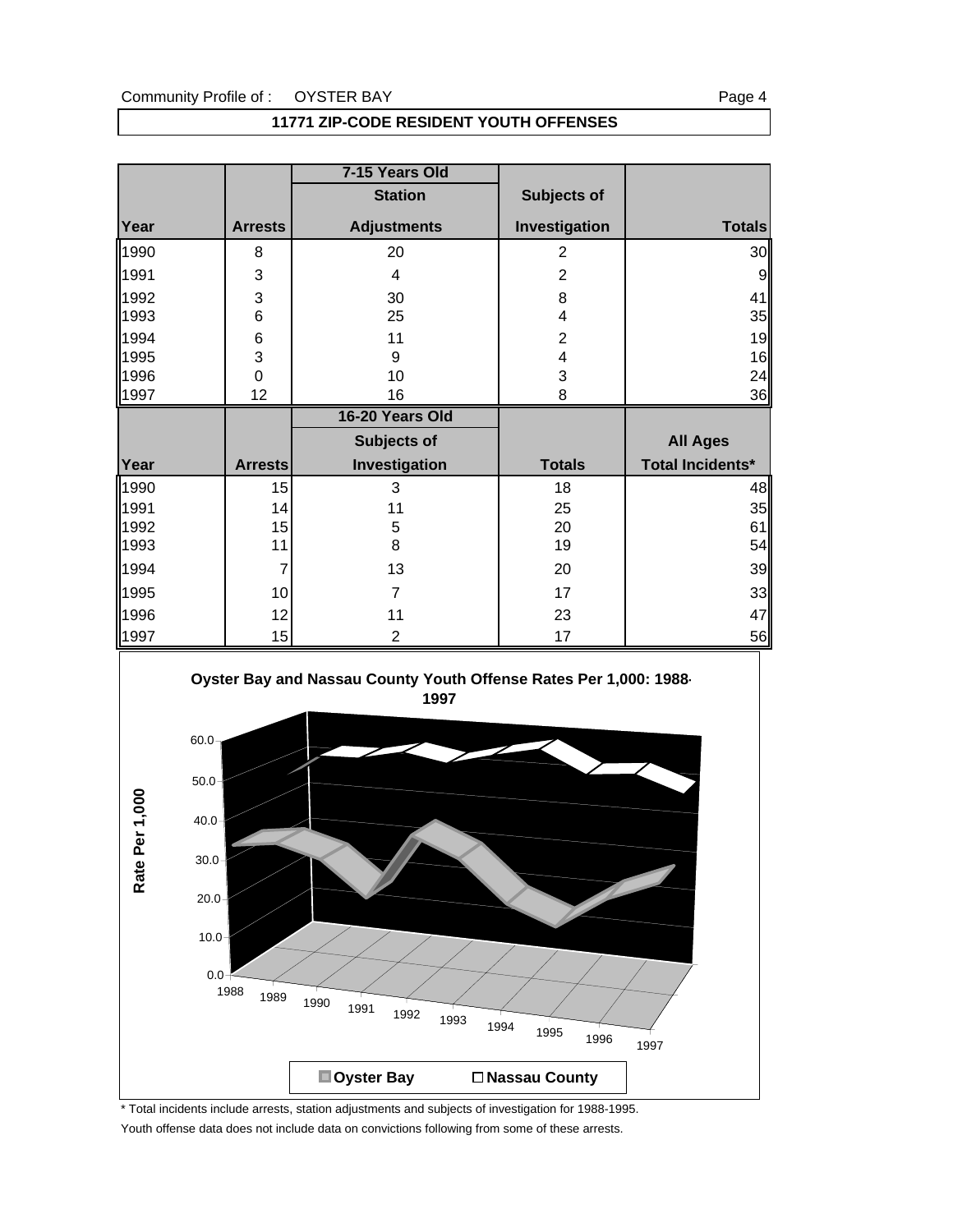Community Profile of : OYSTER BAY

## 11771 ZIP-CODE RESIDENT YOUTH OFFENSES

| | | 7-15 Years Old | | |
|---|---|---|---|---|
| | | Station | Subjects of | |
| Year | Arrests | Adjustments | Investigation | Totals |
| 1990 | 8 | 20 | 2 | 30 |
| 1991 | 3 | 4 | 2 | 9 |
| 1992 | 3 | 30 | 8 | 41 |
| 1993 | 6 | 25 | 4 | 35 |
| 1994 | 6 | 11 | 2 | 19 |
| 1995 | 3 | 9 | 4 | 16 |
| 1996 | 0 | 10 | 3 | 24 |
| 1997 | 12 | 16 | 8 | 36 |

| | | 16-20 Years Old | | |
|---|---|---|---|---|
| | | Subjects of | | All Ages |
| Year | Arrests | Investigation | Totals | Total Incidents* |
| 1990 | 15 | 3 | 18 | 48 |
| 1991 | 14 | 11 | 25 | 35 |
| 1992 | 15 | 5 | 20 | 61 |
| 1993 | 11 | 8 | 19 | 54 |
| 1994 | 7 | 13 | 20 | 39 |
| 1995 | 10 | 7 | 17 | 33 |
| 1996 | 12 | 11 | 23 | 47 |
| 1997 | 15 | 2 | 17 | 56 |

**Oyster Bay and Nassau County Youth Offense Rates Per 1,000: 1988-1997**

Rate Per 1,000 (0.0–60.0); years 1988–1997; Legend: Oyster Bay, Nassau County

\* Total incidents include arrests, station adjustments and subjects of investigation for 1988-1995.

Youth offense data does not include data on convictions following from some of these arrests.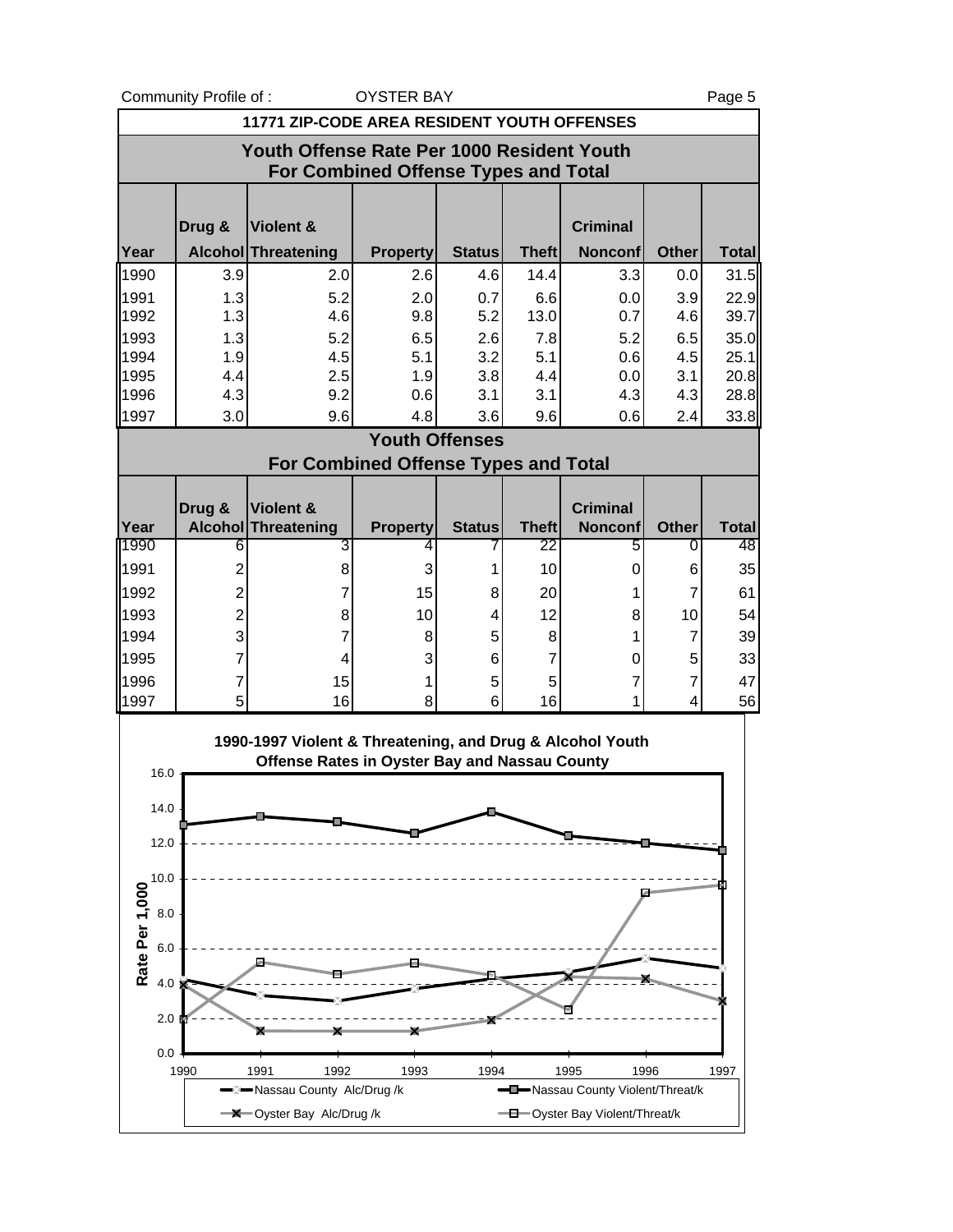## 11771 ZIP-CODE AREA RESIDENT YOUTH OFFENSES

### Youth Offense Rate Per 1000 Resident Youth For Combined Offense Types and Total

| Year | Drug & Alcohol | Violent & Threatening | Property | Status | Theft | Criminal Nonconf | Other | Total |
|---|---|---|---|---|---|---|---|---|
| 1990 | 3.9 | 2.0 | 2.6 | 4.6 | 14.4 | 3.3 | 0.0 | 31.5 |
| 1991 | 1.3 | 5.2 | 2.0 | 0.7 | 6.6 | 0.0 | 3.9 | 22.9 |
| 1992 | 1.3 | 4.6 | 9.8 | 5.2 | 13.0 | 0.7 | 4.6 | 39.7 |
| 1993 | 1.3 | 5.2 | 6.5 | 2.6 | 7.8 | 5.2 | 6.5 | 35.0 |
| 1994 | 1.9 | 4.5 | 5.1 | 3.2 | 5.1 | 0.6 | 4.5 | 25.1 |
| 1995 | 4.4 | 2.5 | 1.9 | 3.8 | 4.4 | 0.0 | 3.1 | 20.8 |
| 1996 | 4.3 | 9.2 | 0.6 | 3.1 | 3.1 | 4.3 | 4.3 | 28.8 |
| 1997 | 3.0 | 9.6 | 4.8 | 3.6 | 9.6 | 0.6 | 2.4 | 33.8 |

### Youth Offenses For Combined Offense Types and Total

| Year | Drug & Alcohol | Violent & Threatening | Property | Status | Theft | Criminal Nonconf | Other | Total |
|---|---|---|---|---|---|---|---|---|
| 1990 | 6 | 3 | 4 | 7 | 22 | 5 | 0 | 48 |
| 1991 | 2 | 8 | 3 | 1 | 10 | 0 | 6 | 35 |
| 1992 | 2 | 7 | 15 | 8 | 20 | 1 | 7 | 61 |
| 1993 | 2 | 8 | 10 | 4 | 12 | 8 | 10 | 54 |
| 1994 | 3 | 7 | 8 | 5 | 8 | 1 | 7 | 39 |
| 1995 | 7 | 4 | 3 | 6 | 7 | 0 | 5 | 33 |
| 1996 | 7 | 15 | 1 | 5 | 5 | 7 | 7 | 47 |
| 1997 | 5 | 16 | 8 | 6 | 16 | 1 | 4 | 56 |

**1990-1997 Violent & Threatening, and Drug & Alcohol Youth Offense Rates in Oyster Bay and Nassau County**

(Chart: Rate Per 1,000, 1990–1997. Series: Nassau County Alc/Drug /k; Nassau County Violent/Threat/k; Oyster Bay Alc/Drug /k; Oyster Bay Violent/Threat/k)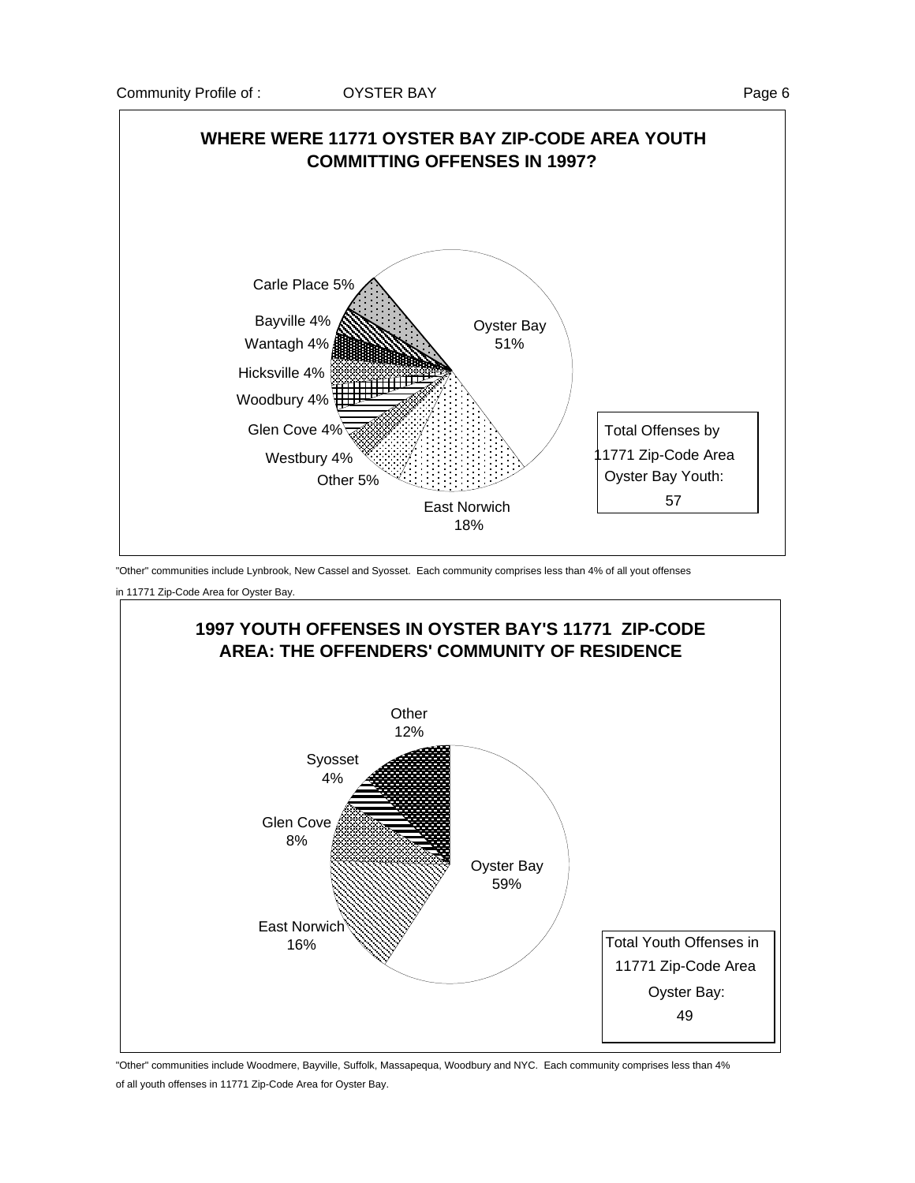## WHERE WERE 11771 OYSTER BAY ZIP-CODE AREA YOUTH COMMITTING OFFENSES IN 1997?

| Community | Percent |
|---|---|
| Oyster Bay | 51% |
| East Norwich | 18% |
| Carle Place | 5% |
| Other | 5% |
| Bayville | 4% |
| Wantagh | 4% |
| Hicksville | 4% |
| Woodbury | 4% |
| Glen Cove | 4% |
| Westbury | 4% |

Total Offenses by 11771 Zip-Code Area Oyster Bay Youth: 57

"Other" communities include Lynbrook, New Cassel and Syosset. Each community comprises less than 4% of all yout offenses in 11771 Zip-Code Area for Oyster Bay.

## 1997 YOUTH OFFENSES IN OYSTER BAY'S 11771 ZIP-CODE AREA: THE OFFENDERS' COMMUNITY OF RESIDENCE

| Community | Percent |
|---|---|
| Oyster Bay | 59% |
| East Norwich | 16% |
| Other | 12% |
| Glen Cove | 8% |
| Syosset | 4% |

Total Youth Offenses in 11771 Zip-Code Area Oyster Bay: 49

"Other" communities include Woodmere, Bayville, Suffolk, Massapequa, Woodbury and NYC. Each community comprises less than 4% of all youth offenses in 11771 Zip-Code Area for Oyster Bay.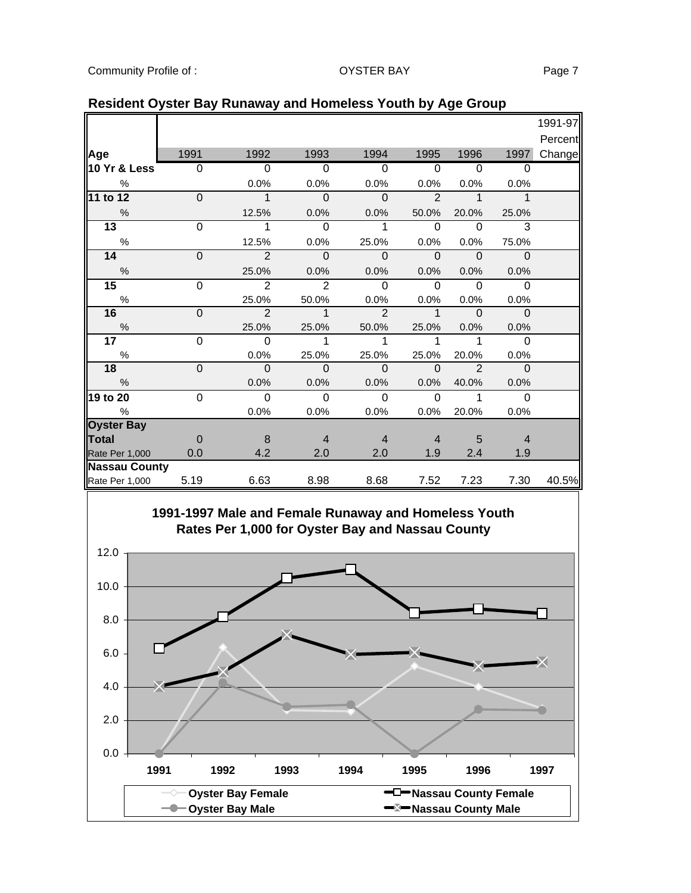## Resident Oyster Bay Runaway and Homeless Youth by Age Group

| Age | 1991 | 1992 | 1993 | 1994 | 1995 | 1996 | 1997 | 1991-97 Percent Change |
|---|---|---|---|---|---|---|---|---|
| **10 Yr & Less** | 0 | 0 | 0 | 0 | 0 | 0 | 0 | |
| % | | 0.0% | 0.0% | 0.0% | 0.0% | 0.0% | 0.0% | |
| **11 to 12** | 0 | 1 | 0 | 0 | 2 | 1 | 1 | |
| % | | 12.5% | 0.0% | 0.0% | 50.0% | 20.0% | 25.0% | |
| **13** | 0 | 1 | 0 | 1 | 0 | 0 | 3 | |
| % | | 12.5% | 0.0% | 25.0% | 0.0% | 0.0% | 75.0% | |
| **14** | 0 | 2 | 0 | 0 | 0 | 0 | 0 | |
| % | | 25.0% | 0.0% | 0.0% | 0.0% | 0.0% | 0.0% | |
| **15** | 0 | 2 | 2 | 0 | 0 | 0 | 0 | |
| % | | 25.0% | 50.0% | 0.0% | 0.0% | 0.0% | 0.0% | |
| **16** | 0 | 2 | 1 | 2 | 1 | 0 | 0 | |
| % | | 25.0% | 25.0% | 50.0% | 25.0% | 0.0% | 0.0% | |
| **17** | 0 | 0 | 1 | 1 | 1 | 1 | 0 | |
| % | | 0.0% | 25.0% | 25.0% | 25.0% | 20.0% | 0.0% | |
| **18** | 0 | 0 | 0 | 0 | 0 | 2 | 0 | |
| % | | 0.0% | 0.0% | 0.0% | 0.0% | 40.0% | 0.0% | |
| **19 to 20** | 0 | 0 | 0 | 0 | 0 | 1 | 0 | |
| % | | 0.0% | 0.0% | 0.0% | 0.0% | 20.0% | 0.0% | |
| **Oyster Bay** | | | | | | | | |
| **Total** | 0 | 8 | 4 | 4 | 4 | 5 | 4 | |
| Rate Per 1,000 | 0.0 | 4.2 | 2.0 | 2.0 | 1.9 | 2.4 | 1.9 | |
| **Nassau County** | | | | | | | | |
| Rate Per 1,000 | 5.19 | 6.63 | 8.98 | 8.68 | 7.52 | 7.23 | 7.30 | 40.5% |

**1991-1997 Male and Female Runaway and Homeless Youth Rates Per 1,000 for Oyster Bay and Nassau County**

Legend: Oyster Bay Female; Oyster Bay Male; Nassau County Female; Nassau County Male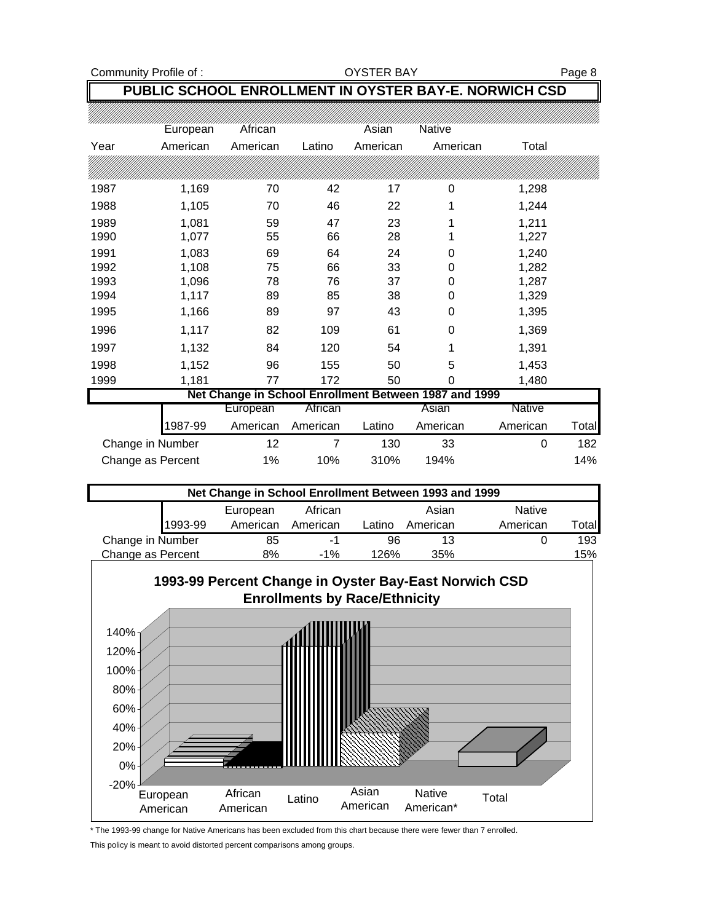## PUBLIC SCHOOL ENROLLMENT IN OYSTER BAY-E. NORWICH CSD

| Year | European American | African American | Latino | Asian American | Native American | Total |
|---|---|---|---|---|---|---|
| 1987 | 1,169 | 70 | 42 | 17 | 0 | 1,298 |
| 1988 | 1,105 | 70 | 46 | 22 | 1 | 1,244 |
| 1989 | 1,081 | 59 | 47 | 23 | 1 | 1,211 |
| 1990 | 1,077 | 55 | 66 | 28 | 1 | 1,227 |
| 1991 | 1,083 | 69 | 64 | 24 | 0 | 1,240 |
| 1992 | 1,108 | 75 | 66 | 33 | 0 | 1,282 |
| 1993 | 1,096 | 78 | 76 | 37 | 0 | 1,287 |
| 1994 | 1,117 | 89 | 85 | 38 | 0 | 1,329 |
| 1995 | 1,166 | 89 | 97 | 43 | 0 | 1,395 |
| 1996 | 1,117 | 82 | 109 | 61 | 0 | 1,369 |
| 1997 | 1,132 | 84 | 120 | 54 | 1 | 1,391 |
| 1998 | 1,152 | 96 | 155 | 50 | 5 | 1,453 |
| 1999 | 1,181 | 77 | 172 | 50 | 0 | 1,480 |

**Net Change in School Enrollment Between 1987 and 1999**

| 1987-99 | European American | African American | Latino | Asian American | Native American | Total |
|---|---|---|---|---|---|---|
| Change in Number | 12 | 7 | 130 | 33 | 0 | 182 |
| Change as Percent | 1% | 10% | 310% | 194% | | 14% |

**Net Change in School Enrollment Between 1993 and 1999**

| 1993-99 | European American | African American | Latino | Asian American | Native American | Total |
|---|---|---|---|---|---|---|
| Change in Number | 85 | -1 | 96 | 13 | 0 | 193 |
| Change as Percent | 8% | -1% | 126% | 35% | | 15% |

**1993-99 Percent Change in Oyster Bay-East Norwich CSD Enrollments by Race/Ethnicity**

* The 1993-99 change for Native Americans has been excluded from this chart because there were fewer than 7 enrolled.

This policy is meant to avoid distorted percent comparisons among groups.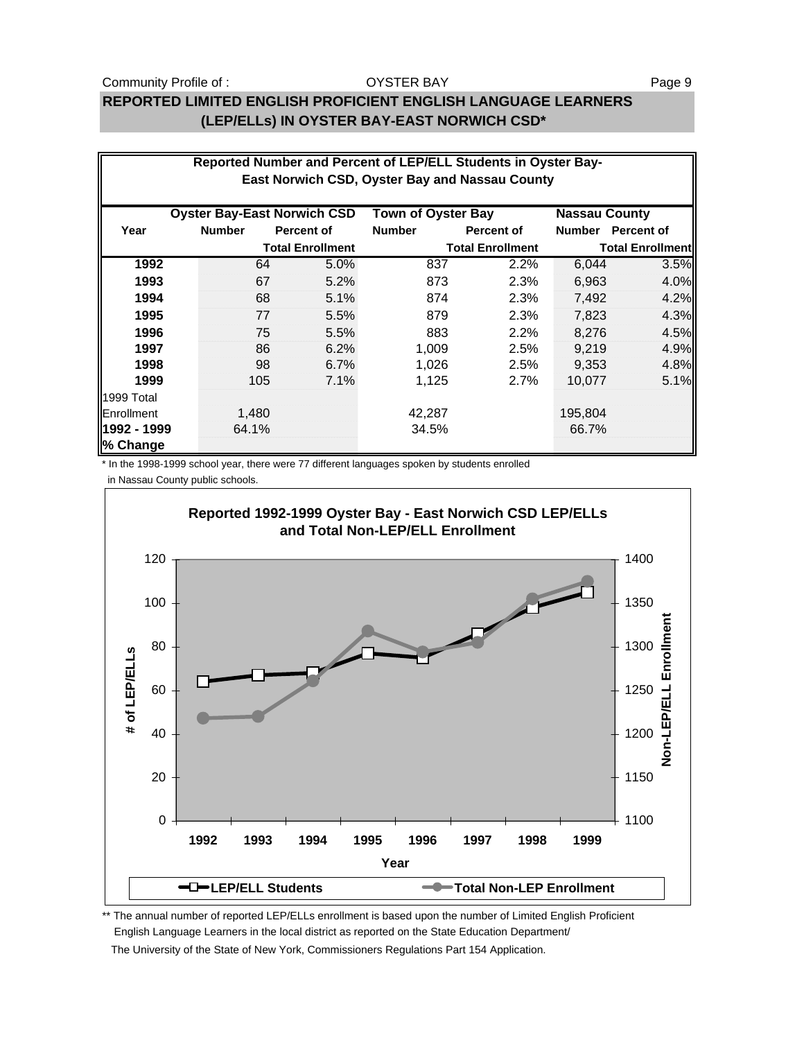# REPORTED LIMITED ENGLISH PROFICIENT ENGLISH LANGUAGE LEARNERS (LEP/ELLs) IN OYSTER BAY-EAST NORWICH CSD*

**Reported Number and Percent of LEP/ELL Students in Oyster Bay-East Norwich CSD, Oyster Bay and Nassau County**

| | Oyster Bay-East Norwich CSD | | Town of Oyster Bay | | Nassau County | |
|---|---|---|---|---|---|---|
| **Year** | **Number** | **Percent of Total Enrollment** | **Number** | **Percent of Total Enrollment** | **Number** | **Percent of Total Enrollment** |
| **1992** | 64 | 5.0% | 837 | 2.2% | 6,044 | 3.5% |
| **1993** | 67 | 5.2% | 873 | 2.3% | 6,963 | 4.0% |
| **1994** | 68 | 5.1% | 874 | 2.3% | 7,492 | 4.2% |
| **1995** | 77 | 5.5% | 879 | 2.3% | 7,823 | 4.3% |
| **1996** | 75 | 5.5% | 883 | 2.2% | 8,276 | 4.5% |
| **1997** | 86 | 6.2% | 1,009 | 2.5% | 9,219 | 4.9% |
| **1998** | 98 | 6.7% | 1,026 | 2.5% | 9,353 | 4.8% |
| **1999** | 105 | 7.1% | 1,125 | 2.7% | 10,077 | 5.1% |
| 1999 Total Enrollment | 1,480 | | 42,287 | | 195,804 | |
| **1992 - 1999 % Change** | 64.1% | | 34.5% | | 66.7% | |

\* In the 1998-1999 school year, there were 77 different languages spoken by students enrolled in Nassau County public schools.

**Reported 1992-1999 Oyster Bay - East Norwich CSD LEP/ELLs and Total Non-LEP/ELL Enrollment**

\*\* The annual number of reported LEP/ELLs enrollment is based upon the number of Limited English Proficient English Language Learners in the local district as reported on the State Education Department/ The University of the State of New York, Commissioners Regulations Part 154 Application.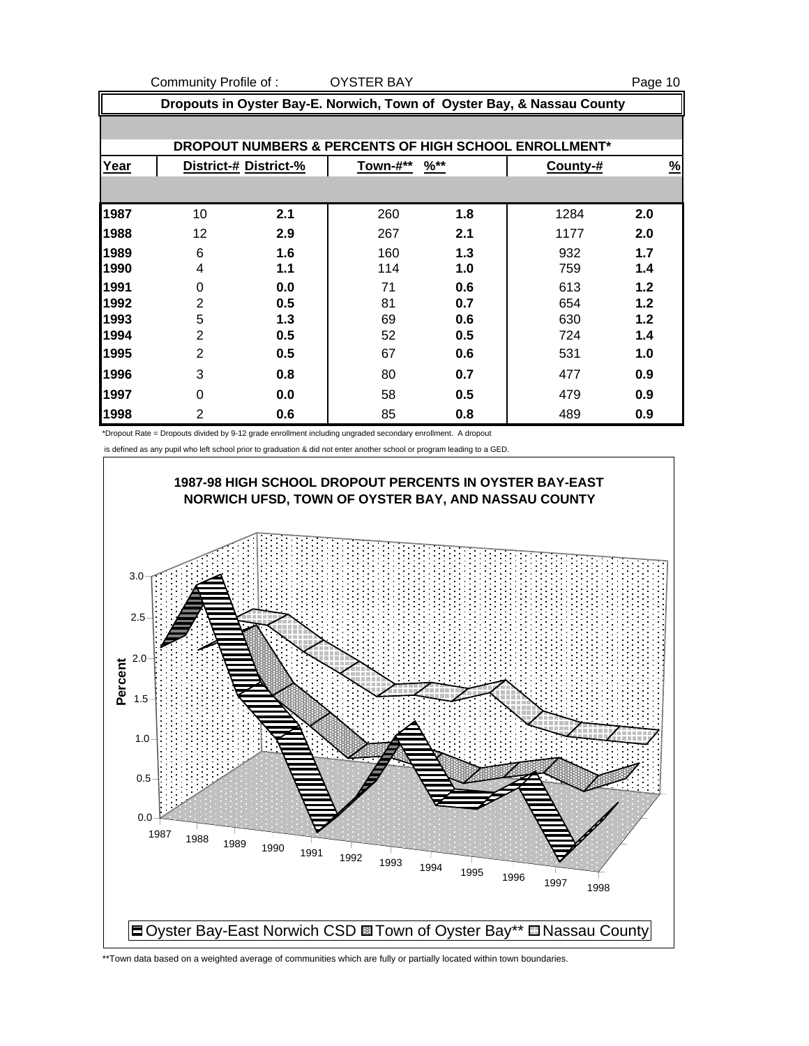## Dropouts in Oyster Bay-E. Norwich, Town of Oyster Bay, & Nassau County

### DROPOUT NUMBERS & PERCENTS OF HIGH SCHOOL ENROLLMENT*

| Year | District-# | District-% | Town-#** | %** | County-# | % |
|---|---|---|---|---|---|---|
| 1987 | 10 | 2.1 | 260 | 1.8 | 1284 | 2.0 |
| 1988 | 12 | 2.9 | 267 | 2.1 | 1177 | 2.0 |
| 1989 | 6 | 1.6 | 160 | 1.3 | 932 | 1.7 |
| 1990 | 4 | 1.1 | 114 | 1.0 | 759 | 1.4 |
| 1991 | 0 | 0.0 | 71 | 0.6 | 613 | 1.2 |
| 1992 | 2 | 0.5 | 81 | 0.7 | 654 | 1.2 |
| 1993 | 5 | 1.3 | 69 | 0.6 | 630 | 1.2 |
| 1994 | 2 | 0.5 | 52 | 0.5 | 724 | 1.4 |
| 1995 | 2 | 0.5 | 67 | 0.6 | 531 | 1.0 |
| 1996 | 3 | 0.8 | 80 | 0.7 | 477 | 0.9 |
| 1997 | 0 | 0.0 | 58 | 0.5 | 479 | 0.9 |
| 1998 | 2 | 0.6 | 85 | 0.8 | 489 | 0.9 |

*Dropout Rate = Dropouts divided by 9-12 grade enrollment including ungraded secondary enrollment. A dropout is defined as any pupil who left school prior to graduation & did not enter another school or program leading to a GED.

**1987-98 HIGH SCHOOL DROPOUT PERCENTS IN OYSTER BAY-EAST NORWICH UFSD, TOWN OF OYSTER BAY, AND NASSAU COUNTY**

Legend: Oyster Bay-East Norwich CSD, Town of Oyster Bay**, Nassau County

**Town data based on a weighted average of communities which are fully or partially located within town boundaries.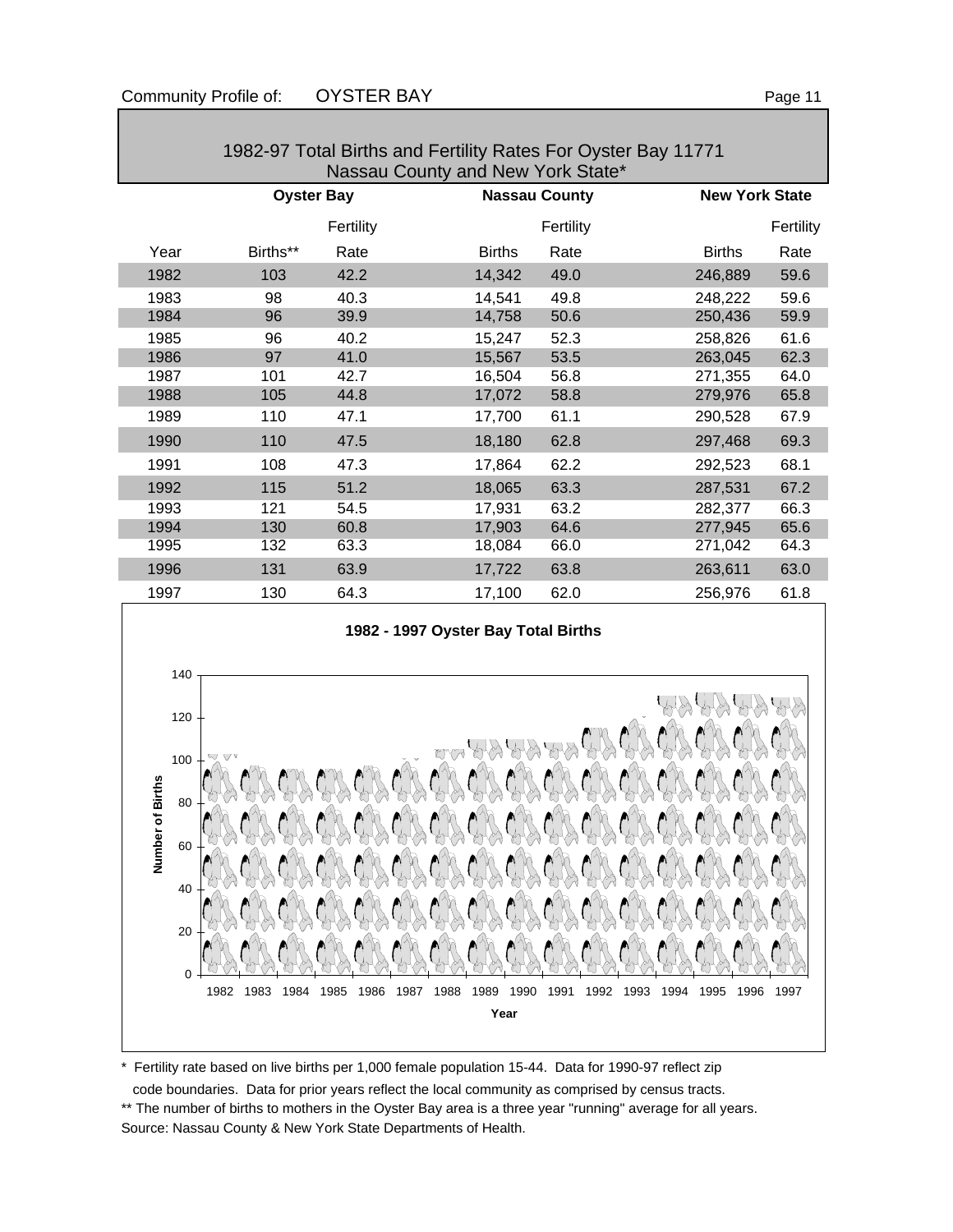## 1982-97 Total Births and Fertility Rates For Oyster Bay 11771 Nassau County and New York State*

| | Oyster Bay | | Nassau County | | New York State | |
|---|---|---|---|---|---|---|
| | | Fertility | | Fertility | | Fertility |
| Year | Births** | Rate | Births | Rate | Births | Rate |
| 1982 | 103 | 42.2 | 14,342 | 49.0 | 246,889 | 59.6 |
| 1983 | 98 | 40.3 | 14,541 | 49.8 | 248,222 | 59.6 |
| 1984 | 96 | 39.9 | 14,758 | 50.6 | 250,436 | 59.9 |
| 1985 | 96 | 40.2 | 15,247 | 52.3 | 258,826 | 61.6 |
| 1986 | 97 | 41.0 | 15,567 | 53.5 | 263,045 | 62.3 |
| 1987 | 101 | 42.7 | 16,504 | 56.8 | 271,355 | 64.0 |
| 1988 | 105 | 44.8 | 17,072 | 58.8 | 279,976 | 65.8 |
| 1989 | 110 | 47.1 | 17,700 | 61.1 | 290,528 | 67.9 |
| 1990 | 110 | 47.5 | 18,180 | 62.8 | 297,468 | 69.3 |
| 1991 | 108 | 47.3 | 17,864 | 62.2 | 292,523 | 68.1 |
| 1992 | 115 | 51.2 | 18,065 | 63.3 | 287,531 | 67.2 |
| 1993 | 121 | 54.5 | 17,931 | 63.2 | 282,377 | 66.3 |
| 1994 | 130 | 60.8 | 17,903 | 64.6 | 277,945 | 65.6 |
| 1995 | 132 | 63.3 | 18,084 | 66.0 | 271,042 | 64.3 |
| 1996 | 131 | 63.9 | 17,722 | 63.8 | 263,611 | 63.0 |
| 1997 | 130 | 64.3 | 17,100 | 62.0 | 256,976 | 61.8 |

**1982 - 1997 Oyster Bay Total Births**

| Year | 1982 | 1983 | 1984 | 1985 | 1986 | 1987 | 1988 | 1989 | 1990 | 1991 | 1992 | 1993 | 1994 | 1995 | 1996 | 1997 |
|---|---|---|---|---|---|---|---|---|---|---|---|---|---|---|---|---|
| Number of Births | 103 | 98 | 96 | 96 | 97 | 101 | 105 | 110 | 110 | 108 | 115 | 121 | 130 | 132 | 131 | 130 |

\* Fertility rate based on live births per 1,000 female population 15-44. Data for 1990-97 reflect zip code boundaries. Data for prior years reflect the local community as comprised by census tracts.

\*\* The number of births to mothers in the Oyster Bay area is a three year "running" average for all years.

Source: Nassau County & New York State Departments of Health.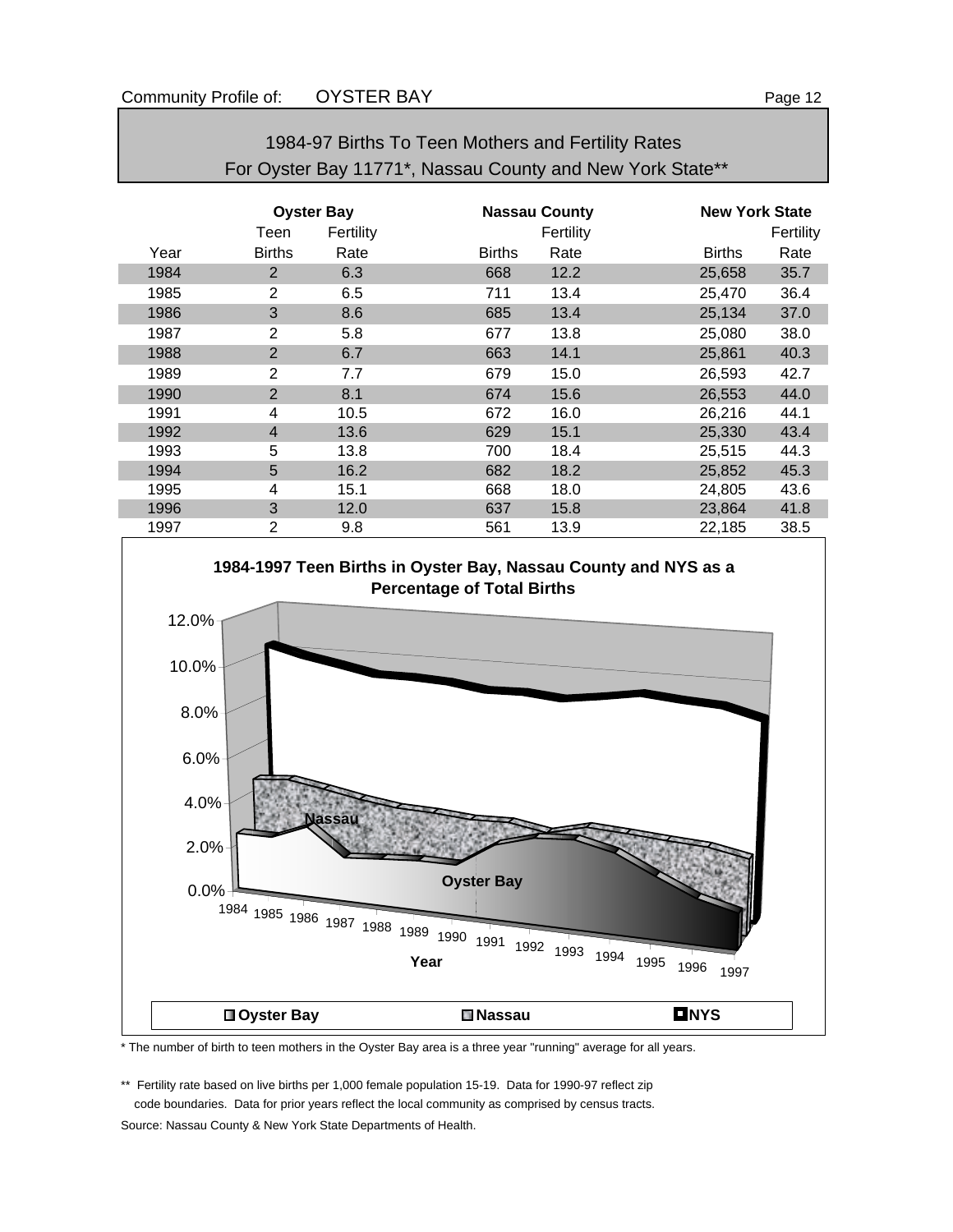Community Profile of: OYSTER BAY

## 1984-97 Births To Teen Mothers and Fertility Rates
## For Oyster Bay 11771*, Nassau County and New York State**

| | Oyster Bay | | Nassau County | | New York State | |
|---|---|---|---|---|---|---|
| | Teen | Fertility | | Fertility | | Fertility |
| Year | Births | Rate | Births | Rate | Births | Rate |
| 1984 | 2 | 6.3 | 668 | 12.2 | 25,658 | 35.7 |
| 1985 | 2 | 6.5 | 711 | 13.4 | 25,470 | 36.4 |
| 1986 | 3 | 8.6 | 685 | 13.4 | 25,134 | 37.0 |
| 1987 | 2 | 5.8 | 677 | 13.8 | 25,080 | 38.0 |
| 1988 | 2 | 6.7 | 663 | 14.1 | 25,861 | 40.3 |
| 1989 | 2 | 7.7 | 679 | 15.0 | 26,593 | 42.7 |
| 1990 | 2 | 8.1 | 674 | 15.6 | 26,553 | 44.0 |
| 1991 | 4 | 10.5 | 672 | 16.0 | 26,216 | 44.1 |
| 1992 | 4 | 13.6 | 629 | 15.1 | 25,330 | 43.4 |
| 1993 | 5 | 13.8 | 700 | 18.4 | 25,515 | 44.3 |
| 1994 | 5 | 16.2 | 682 | 18.2 | 25,852 | 45.3 |
| 1995 | 4 | 15.1 | 668 | 18.0 | 24,805 | 43.6 |
| 1996 | 3 | 12.0 | 637 | 15.8 | 23,864 | 41.8 |
| 1997 | 2 | 9.8 | 561 | 13.9 | 22,185 | 38.5 |

**1984-1997 Teen Births in Oyster Bay, Nassau County and NYS as a Percentage of Total Births**

* The number of birth to teen mothers in the Oyster Bay area is a three year "running" average for all years.

** Fertility rate based on live births per 1,000 female population 15-19. Data for 1990-97 reflect zip code boundaries. Data for prior years reflect the local community as comprised by census tracts.

Source: Nassau County & New York State Departments of Health.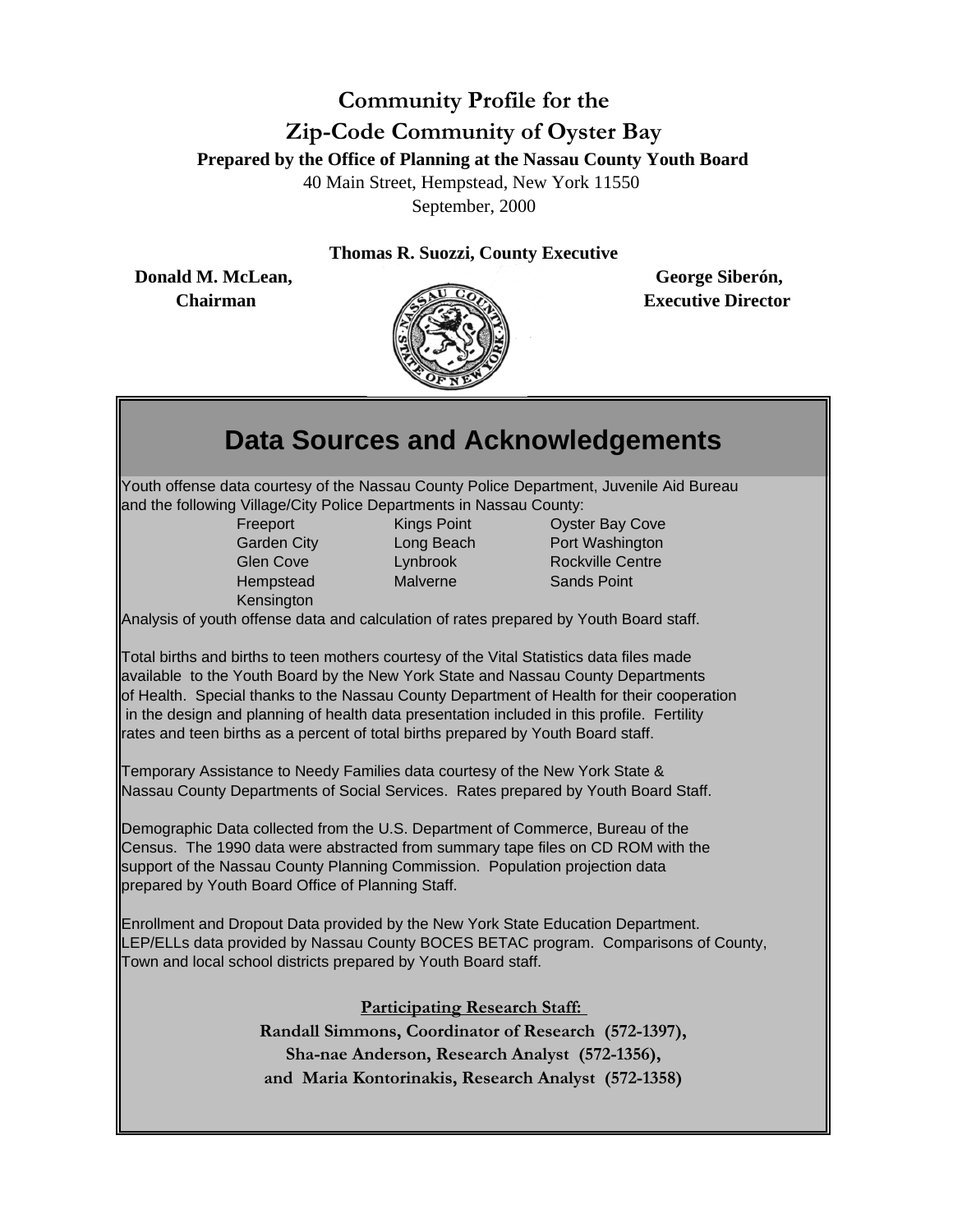# Community Profile for the Zip-Code Community of Oyster Bay

**Prepared by the Office of Planning at the Nassau County Youth Board**

40 Main Street, Hempstead, New York 11550

September, 2000

**Thomas R. Suozzi, County Executive**

**Donald M. McLean, Chairman**

**George Siberón, Executive Director**

## Data Sources and Acknowledgements

Youth offense data courtesy of the Nassau County Police Department, Juvenile Aid Bureau and the following Village/City Police Departments in Nassau County:

| | | |
|---|---|---|
| Freeport | Kings Point | Oyster Bay Cove |
| Garden City | Long Beach | Port Washington |
| Glen Cove | Lynbrook | Rockville Centre |
| Hempstead | Malverne | Sands Point |
| Kensington | | |

Analysis of youth offense data and calculation of rates prepared by Youth Board staff.

Total births and births to teen mothers courtesy of the Vital Statistics data files made available to the Youth Board by the New York State and Nassau County Departments of Health. Special thanks to the Nassau County Department of Health for their cooperation in the design and planning of health data presentation included in this profile. Fertility rates and teen births as a percent of total births prepared by Youth Board staff.

Temporary Assistance to Needy Families data courtesy of the New York State & Nassau County Departments of Social Services. Rates prepared by Youth Board Staff.

Demographic Data collected from the U.S. Department of Commerce, Bureau of the Census. The 1990 data were abstracted from summary tape files on CD ROM with the support of the Nassau County Planning Commission. Population projection data prepared by Youth Board Office of Planning Staff.

Enrollment and Dropout Data provided by the New York State Education Department. LEP/ELLs data provided by Nassau County BOCES BETAC program. Comparisons of County, Town and local school districts prepared by Youth Board staff.

**Participating Research Staff:**

**Randall Simmons, Coordinator of Research (572-1397),**

**Sha-nae Anderson, Research Analyst (572-1356),**

**and Maria Kontorinakis, Research Analyst (572-1358)**